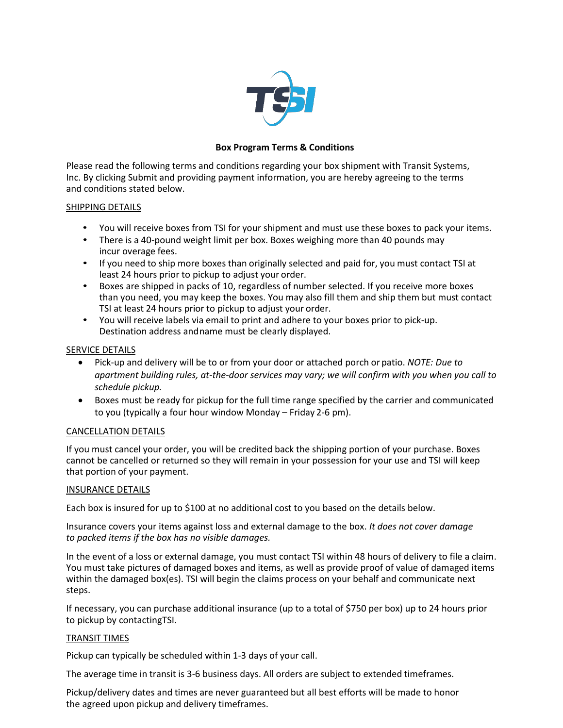TSI

**Box Program Terms & Conditions**

Please read the following terms and conditions regarding your box shipment with Transit Systems, Inc. By clicking Submit and providing payment information, you are hereby agreeing to the terms and conditions stated below.

SHIPPING DETAILS

- You will receive boxes from TSI for your shipment and must use these boxes to pack your items.
- There is a 40-pound weight limit per box. Boxes weighing more than 40 pounds may incur overage fees.
- If you need to ship more boxes than originally selected and paid for, you must contact TSI at least 24 hours prior to pickup to adjust your order.
- Boxes are shipped in packs of 10, regardless of number selected. If you receive more boxes than you need, you may keep the boxes. You may also fill them and ship them but must contact TSI at least 24 hours prior to pickup to adjust your order.
- You will receive labels via email to print and adhere to your boxes prior to pick-up. Destination address and name must be clearly displayed.

SERVICE DETAILS

- Pick-up and delivery will be to or from your door or attached porch or patio. *NOTE: Due to apartment building rules, at-the-door services may vary; we will confirm with you when you call to schedule pickup.*
- Boxes must be ready for pickup for the full time range specified by the carrier and communicated to you (typically a four hour window Monday – Friday 2-6 pm).

CANCELLATION DETAILS

If you must cancel your order, you will be credited back the shipping portion of your purchase. Boxes cannot be cancelled or returned so they will remain in your possession for your use and TSI will keep that portion of your payment.

INSURANCE DETAILS

Each box is insured for up to $100 at no additional cost to you based on the details below.

Insurance covers your items against loss and external damage to the box. *It does not cover damage to packed items if the box has no visible damages.*

In the event of a loss or external damage, you must contact TSI within 48 hours of delivery to file a claim. You must take pictures of damaged boxes and items, as well as provide proof of value of damaged items within the damaged box(es). TSI will begin the claims process on your behalf and communicate next steps.

If necessary, you can purchase additional insurance (up to a total of $750 per box) up to 24 hours prior to pickup by contactingTSI.

TRANSIT TIMES

Pickup can typically be scheduled within 1-3 days of your call.

The average time in transit is 3-6 business days. All orders are subject to extended timeframes.

Pickup/delivery dates and times are never guaranteed but all best efforts will be made to honor the agreed upon pickup and delivery timeframes.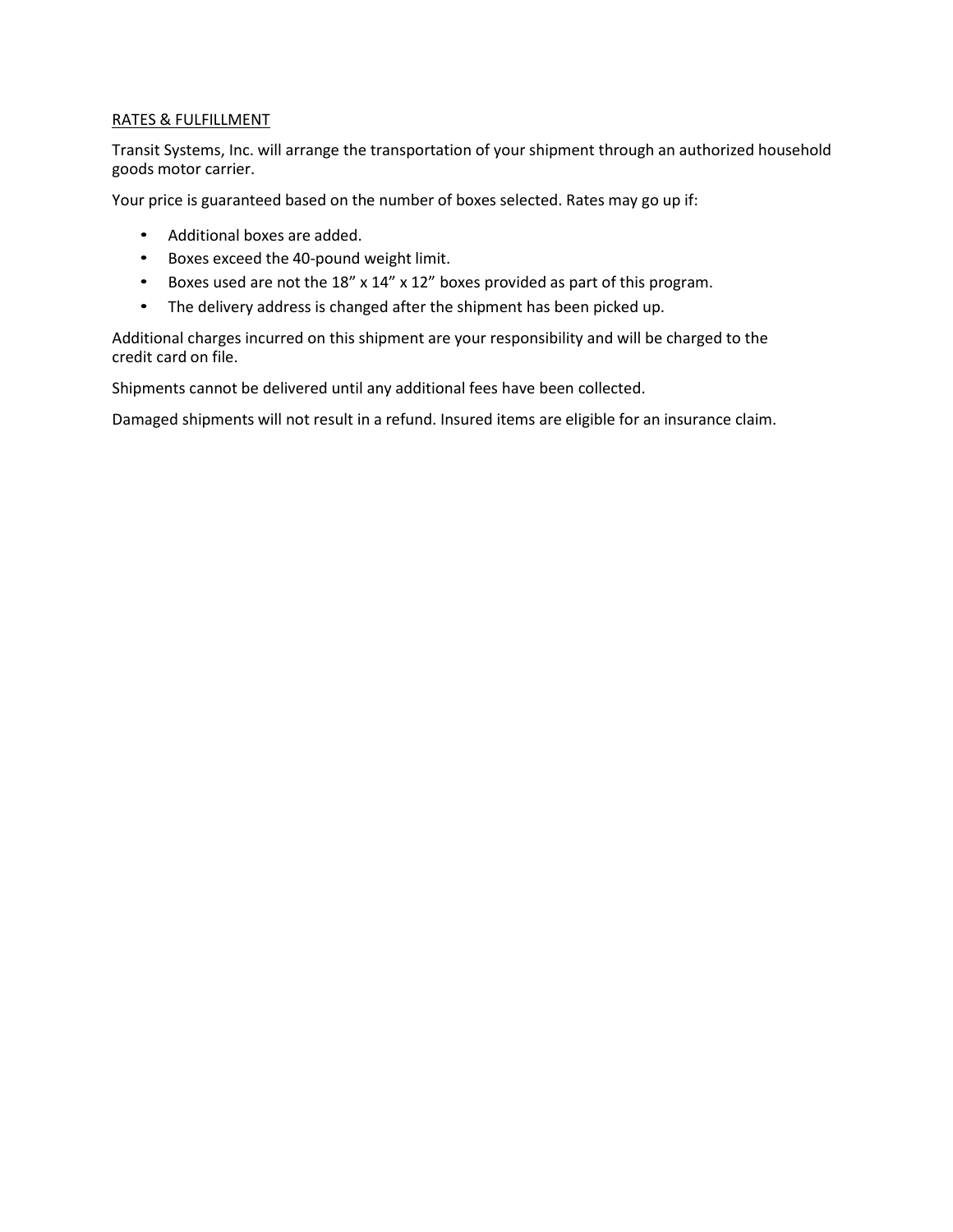## RATES & FULFILLMENT

Transit Systems, Inc. will arrange the transportation of your shipment through an authorized household goods motor carrier.

Your price is guaranteed based on the number of boxes selected. Rates may go up if:

- Additional boxes are added.
- Boxes exceed the 40-pound weight limit.
- Boxes used are not the 18” x 14” x 12” boxes provided as part of this program.
- The delivery address is changed after the shipment has been picked up.

Additional charges incurred on this shipment are your responsibility and will be charged to the credit card on file.

Shipments cannot be delivered until any additional fees have been collected.

Damaged shipments will not result in a refund. Insured items are eligible for an insurance claim.